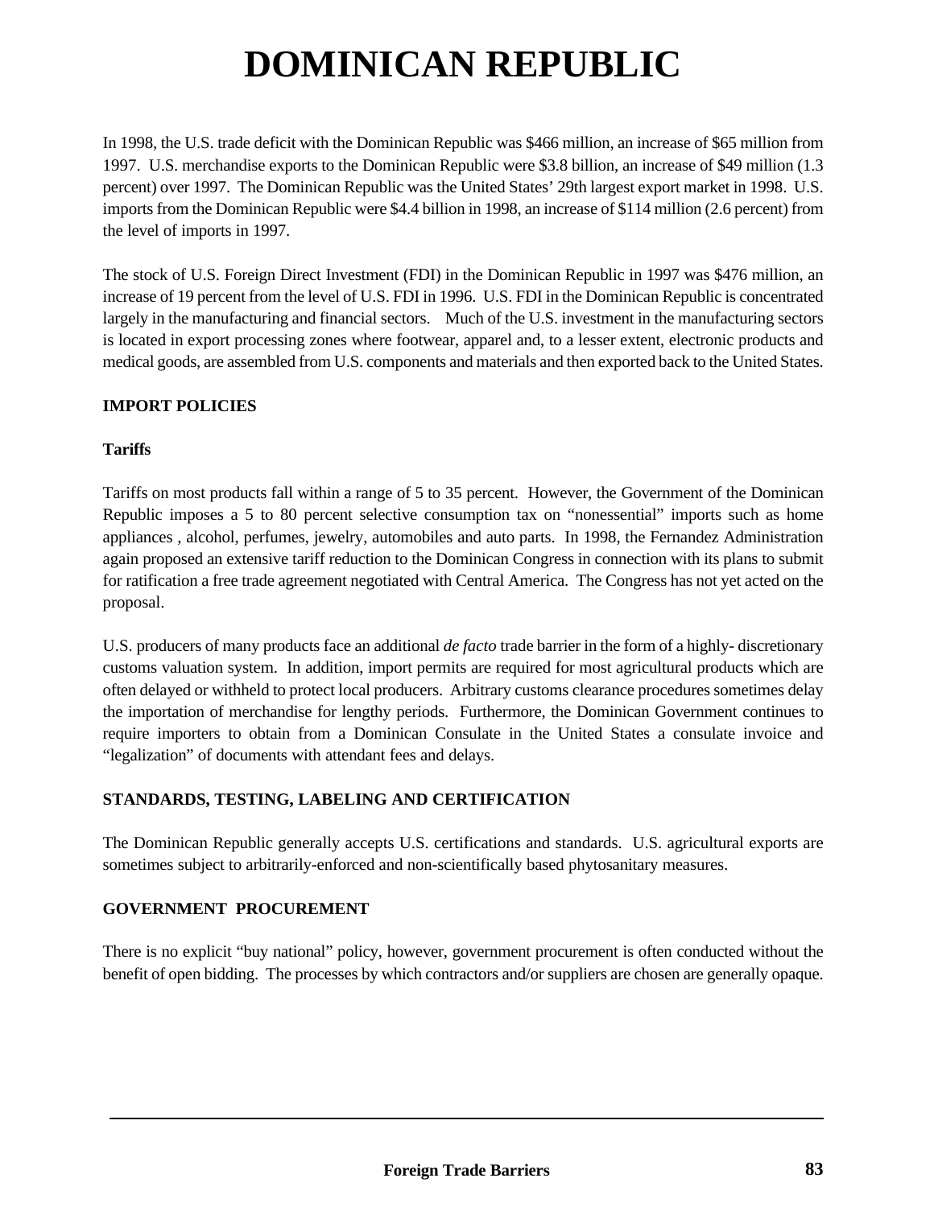# DOMINICAN REPUBLIC

In 1998, the U.S. trade deficit with the Dominican Republic was $466 million, an increase of $65 million from 1997. U.S. merchandise exports to the Dominican Republic were $3.8 billion, an increase of $49 million (1.3 percent) over 1997. The Dominican Republic was the United States' 29th largest export market in 1998. U.S. imports from the Dominican Republic were $4.4 billion in 1998, an increase of $114 million (2.6 percent) from the level of imports in 1997.

The stock of U.S. Foreign Direct Investment (FDI) in the Dominican Republic in 1997 was $476 million, an increase of 19 percent from the level of U.S. FDI in 1996. U.S. FDI in the Dominican Republic is concentrated largely in the manufacturing and financial sectors. Much of the U.S. investment in the manufacturing sectors is located in export processing zones where footwear, apparel and, to a lesser extent, electronic products and medical goods, are assembled from U.S. components and materials and then exported back to the United States.

## IMPORT POLICIES

### Tariffs

Tariffs on most products fall within a range of 5 to 35 percent. However, the Government of the Dominican Republic imposes a 5 to 80 percent selective consumption tax on "nonessential" imports such as home appliances , alcohol, perfumes, jewelry, automobiles and auto parts. In 1998, the Fernandez Administration again proposed an extensive tariff reduction to the Dominican Congress in connection with its plans to submit for ratification a free trade agreement negotiated with Central America. The Congress has not yet acted on the proposal.

U.S. producers of many products face an additional *de facto* trade barrier in the form of a highly- discretionary customs valuation system. In addition, import permits are required for most agricultural products which are often delayed or withheld to protect local producers. Arbitrary customs clearance procedures sometimes delay the importation of merchandise for lengthy periods. Furthermore, the Dominican Government continues to require importers to obtain from a Dominican Consulate in the United States a consulate invoice and "legalization" of documents with attendant fees and delays.

## STANDARDS, TESTING, LABELING AND CERTIFICATION

The Dominican Republic generally accepts U.S. certifications and standards. U.S. agricultural exports are sometimes subject to arbitrarily-enforced and non-scientifically based phytosanitary measures.

## GOVERNMENT PROCUREMENT

There is no explicit "buy national" policy, however, government procurement is often conducted without the benefit of open bidding. The processes by which contractors and/or suppliers are chosen are generally opaque.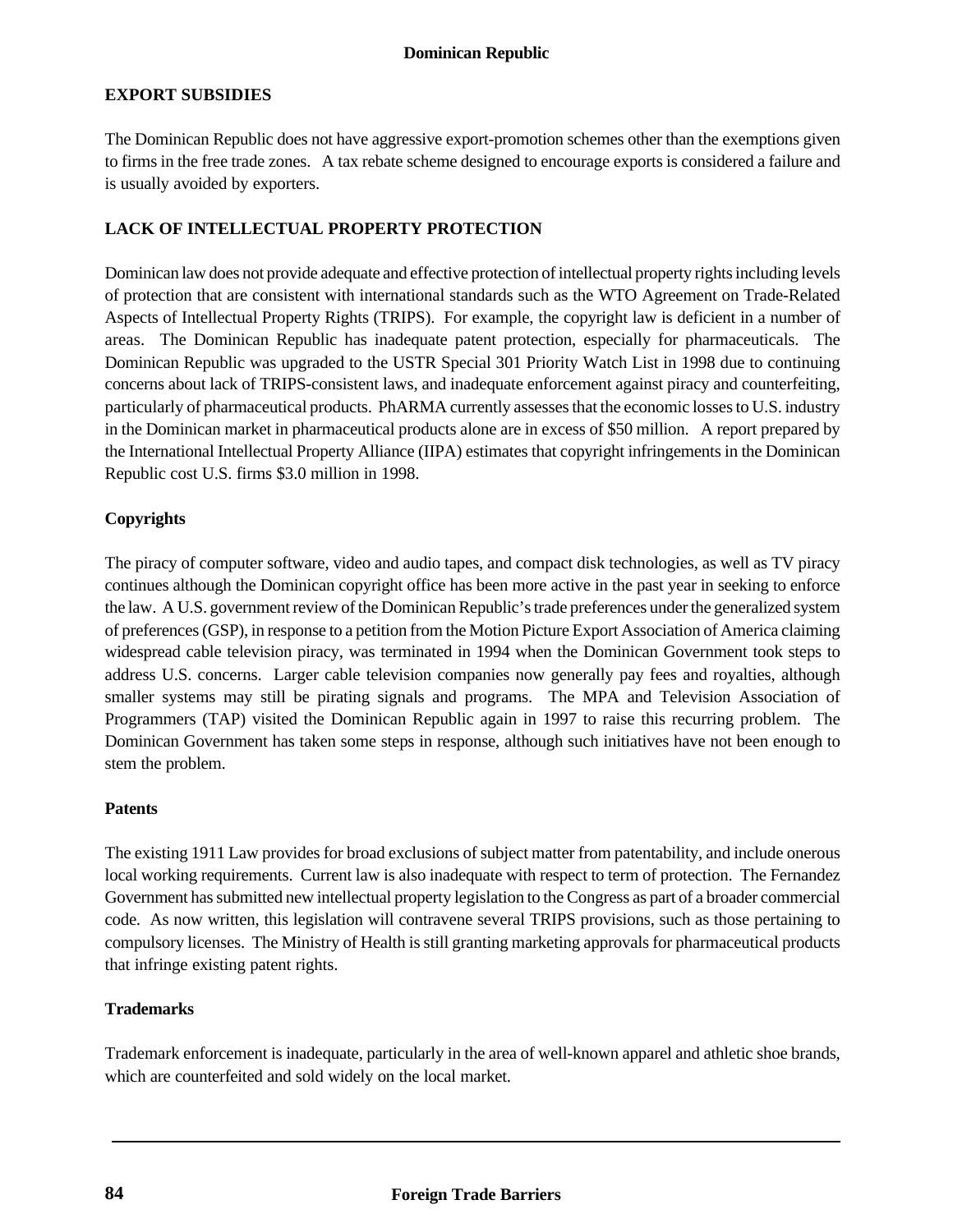## EXPORT SUBSIDIES

The Dominican Republic does not have aggressive export-promotion schemes other than the exemptions given to firms in the free trade zones. A tax rebate scheme designed to encourage exports is considered a failure and is usually avoided by exporters.

## LACK OF INTELLECTUAL PROPERTY PROTECTION

Dominican law does not provide adequate and effective protection of intellectual property rights including levels of protection that are consistent with international standards such as the WTO Agreement on Trade-Related Aspects of Intellectual Property Rights (TRIPS). For example, the copyright law is deficient in a number of areas. The Dominican Republic has inadequate patent protection, especially for pharmaceuticals. The Dominican Republic was upgraded to the USTR Special 301 Priority Watch List in 1998 due to continuing concerns about lack of TRIPS-consistent laws, and inadequate enforcement against piracy and counterfeiting, particularly of pharmaceutical products. PhARMA currently assesses that the economic losses to U.S. industry in the Dominican market in pharmaceutical products alone are in excess of $50 million. A report prepared by the International Intellectual Property Alliance (IIPA) estimates that copyright infringements in the Dominican Republic cost U.S. firms $3.0 million in 1998.

### Copyrights

The piracy of computer software, video and audio tapes, and compact disk technologies, as well as TV piracy continues although the Dominican copyright office has been more active in the past year in seeking to enforce the law. A U.S. government review of the Dominican Republic's trade preferences under the generalized system of preferences (GSP), in response to a petition from the Motion Picture Export Association of America claiming widespread cable television piracy, was terminated in 1994 when the Dominican Government took steps to address U.S. concerns. Larger cable television companies now generally pay fees and royalties, although smaller systems may still be pirating signals and programs. The MPA and Television Association of Programmers (TAP) visited the Dominican Republic again in 1997 to raise this recurring problem. The Dominican Government has taken some steps in response, although such initiatives have not been enough to stem the problem.

### Patents

The existing 1911 Law provides for broad exclusions of subject matter from patentability, and include onerous local working requirements. Current law is also inadequate with respect to term of protection. The Fernandez Government has submitted new intellectual property legislation to the Congress as part of a broader commercial code. As now written, this legislation will contravene several TRIPS provisions, such as those pertaining to compulsory licenses. The Ministry of Health is still granting marketing approvals for pharmaceutical products that infringe existing patent rights.

### Trademarks

Trademark enforcement is inadequate, particularly in the area of well-known apparel and athletic shoe brands, which are counterfeited and sold widely on the local market.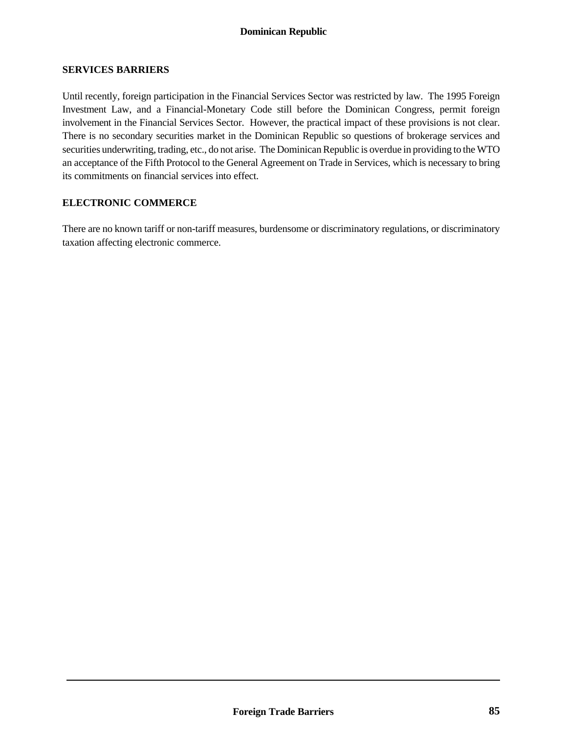## SERVICES BARRIERS

Until recently, foreign participation in the Financial Services Sector was restricted by law. The 1995 Foreign Investment Law, and a Financial-Monetary Code still before the Dominican Congress, permit foreign involvement in the Financial Services Sector. However, the practical impact of these provisions is not clear. There is no secondary securities market in the Dominican Republic so questions of brokerage services and securities underwriting, trading, etc., do not arise. The Dominican Republic is overdue in providing to the WTO an acceptance of the Fifth Protocol to the General Agreement on Trade in Services, which is necessary to bring its commitments on financial services into effect.

## ELECTRONIC COMMERCE

There are no known tariff or non-tariff measures, burdensome or discriminatory regulations, or discriminatory taxation affecting electronic commerce.